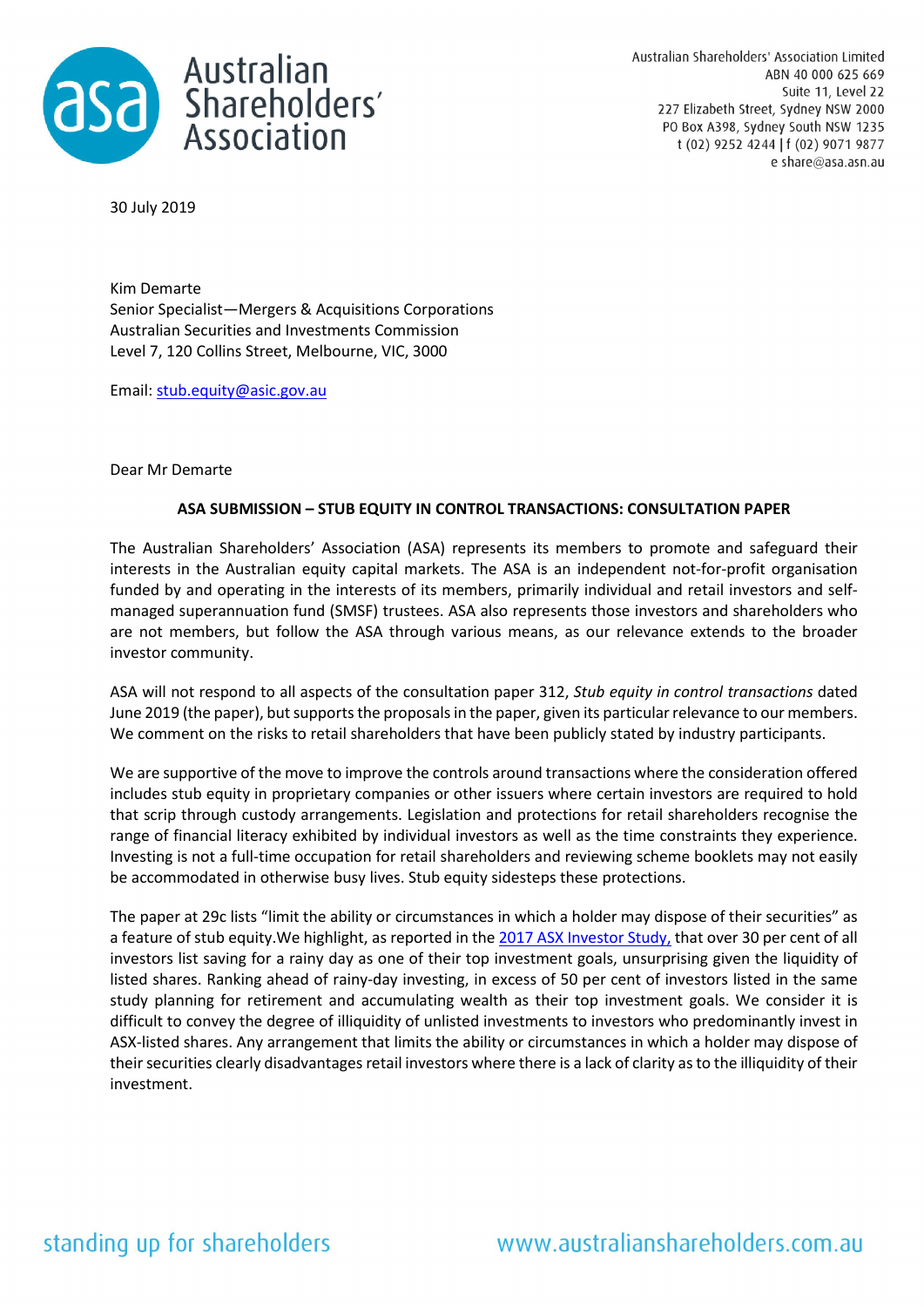Australian Shareholders' Association Limited
ABN 40 000 625 669
Suite 11, Level 22
227 Elizabeth Street, Sydney NSW 2000
PO Box A398, Sydney South NSW 1235
t (02) 9252 4244 | f (02) 9071 9877
e share@asa.asn.au

30 July 2019

Kim Demarte
Senior Specialist—Mergers & Acquisitions Corporations
Australian Securities and Investments Commission
Level 7, 120 Collins Street, Melbourne, VIC, 3000

Email: [stub.equity@asic.gov.au](mailto:stub.equity@asic.gov.au)

Dear Mr Demarte

**ASA SUBMISSION – STUB EQUITY IN CONTROL TRANSACTIONS: CONSULTATION PAPER**

The Australian Shareholders' Association (ASA) represents its members to promote and safeguard their interests in the Australian equity capital markets. The ASA is an independent not-for-profit organisation funded by and operating in the interests of its members, primarily individual and retail investors and self-managed superannuation fund (SMSF) trustees. ASA also represents those investors and shareholders who are not members, but follow the ASA through various means, as our relevance extends to the broader investor community.

ASA will not respond to all aspects of the consultation paper 312, *Stub equity in control transactions* dated June 2019 (the paper), but supports the proposals in the paper, given its particular relevance to our members. We comment on the risks to retail shareholders that have been publicly stated by industry participants.

We are supportive of the move to improve the controls around transactions where the consideration offered includes stub equity in proprietary companies or other issuers where certain investors are required to hold that scrip through custody arrangements. Legislation and protections for retail shareholders recognise the range of financial literacy exhibited by individual investors as well as the time constraints they experience. Investing is not a full-time occupation for retail shareholders and reviewing scheme booklets may not easily be accommodated in otherwise busy lives. Stub equity sidesteps these protections.

The paper at 29c lists "limit the ability or circumstances in which a holder may dispose of their securities" as a feature of stub equity.We highlight, as reported in the 2017 ASX Investor Study, that over 30 per cent of all investors list saving for a rainy day as one of their top investment goals, unsurprising given the liquidity of listed shares. Ranking ahead of rainy-day investing, in excess of 50 per cent of investors listed in the same study planning for retirement and accumulating wealth as their top investment goals. We consider it is difficult to convey the degree of illiquidity of unlisted investments to investors who predominantly invest in ASX-listed shares. Any arrangement that limits the ability or circumstances in which a holder may dispose of their securities clearly disadvantages retail investors where there is a lack of clarity as to the illiquidity of their investment.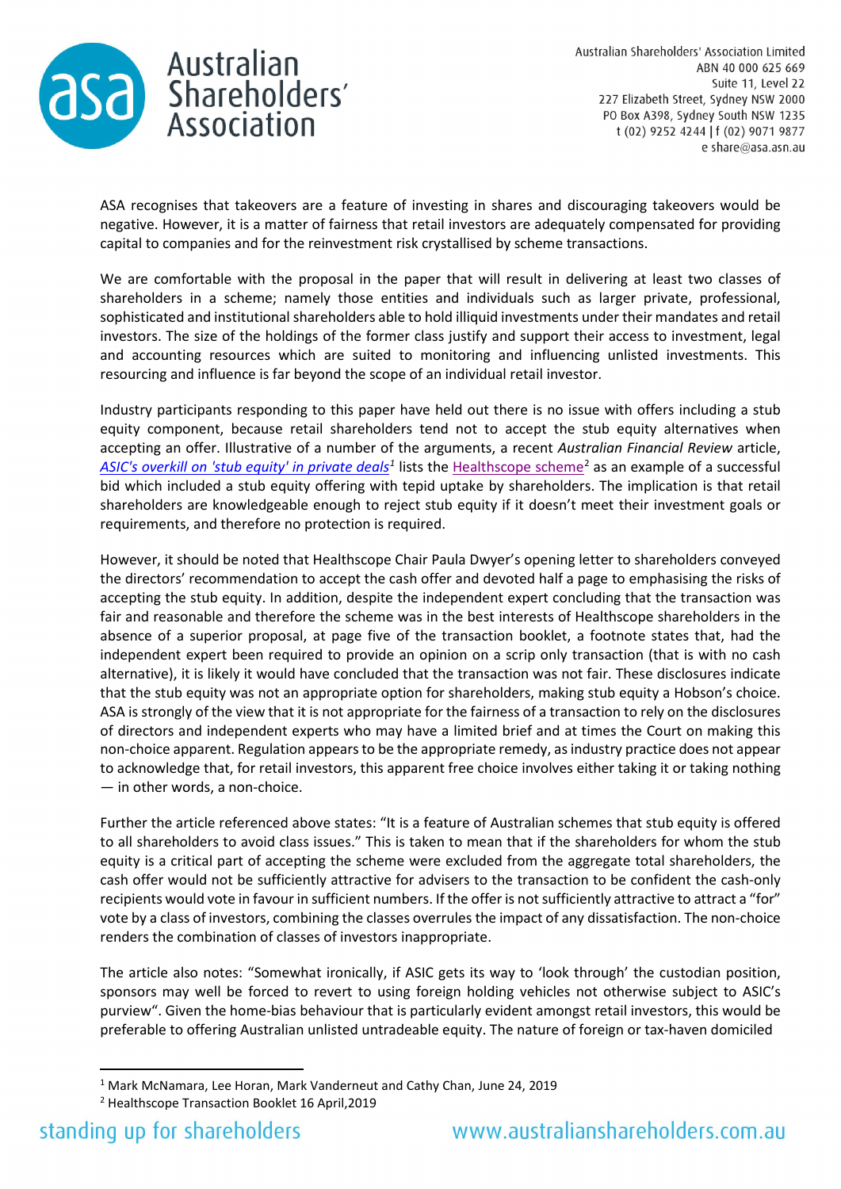ASA recognises that takeovers are a feature of investing in shares and discouraging takeovers would be negative. However, it is a matter of fairness that retail investors are adequately compensated for providing capital to companies and for the reinvestment risk crystallised by scheme transactions.

We are comfortable with the proposal in the paper that will result in delivering at least two classes of shareholders in a scheme; namely those entities and individuals such as larger private, professional, sophisticated and institutional shareholders able to hold illiquid investments under their mandates and retail investors. The size of the holdings of the former class justify and support their access to investment, legal and accounting resources which are suited to monitoring and influencing unlisted investments. This resourcing and influence is far beyond the scope of an individual retail investor.

Industry participants responding to this paper have held out there is no issue with offers including a stub equity component, because retail shareholders tend not to accept the stub equity alternatives when accepting an offer. Illustrative of a number of the arguments, a recent *Australian Financial Review* article, *ASIC's overkill on 'stub equity' in private deals*[1] lists the Healthscope scheme[2] as an example of a successful bid which included a stub equity offering with tepid uptake by shareholders. The implication is that retail shareholders are knowledgeable enough to reject stub equity if it doesn't meet their investment goals or requirements, and therefore no protection is required.

However, it should be noted that Healthscope Chair Paula Dwyer's opening letter to shareholders conveyed the directors' recommendation to accept the cash offer and devoted half a page to emphasising the risks of accepting the stub equity. In addition, despite the independent expert concluding that the transaction was fair and reasonable and therefore the scheme was in the best interests of Healthscope shareholders in the absence of a superior proposal, at page five of the transaction booklet, a footnote states that, had the independent expert been required to provide an opinion on a scrip only transaction (that is with no cash alternative), it is likely it would have concluded that the transaction was not fair. These disclosures indicate that the stub equity was not an appropriate option for shareholders, making stub equity a Hobson's choice. ASA is strongly of the view that it is not appropriate for the fairness of a transaction to rely on the disclosures of directors and independent experts who may have a limited brief and at times the Court on making this non-choice apparent. Regulation appears to be the appropriate remedy, as industry practice does not appear to acknowledge that, for retail investors, this apparent free choice involves either taking it or taking nothing — in other words, a non-choice.

Further the article referenced above states: "It is a feature of Australian schemes that stub equity is offered to all shareholders to avoid class issues." This is taken to mean that if the shareholders for whom the stub equity is a critical part of accepting the scheme were excluded from the aggregate total shareholders, the cash offer would not be sufficiently attractive for advisers to the transaction to be confident the cash-only recipients would vote in favour in sufficient numbers. If the offer is not sufficiently attractive to attract a "for" vote by a class of investors, combining the classes overrules the impact of any dissatisfaction. The non-choice renders the combination of classes of investors inappropriate.

The article also notes: "Somewhat ironically, if ASIC gets its way to 'look through' the custodian position, sponsors may well be forced to revert to using foreign holding vehicles not otherwise subject to ASIC's purview". Given the home-bias behaviour that is particularly evident amongst retail investors, this would be preferable to offering Australian unlisted untradeable equity. The nature of foreign or tax-haven domiciled

---

[1] Mark McNamara, Lee Horan, Mark Vanderneut and Cathy Chan, June 24, 2019

[2] Healthscope Transaction Booklet 16 April,2019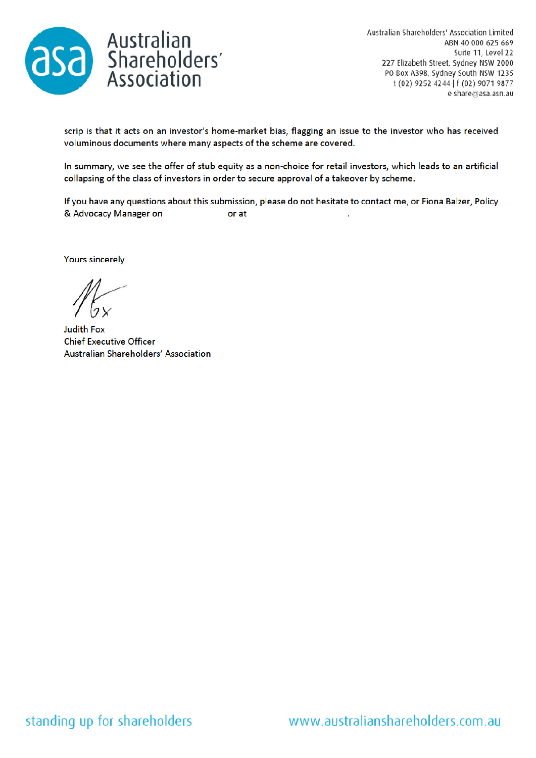scrip is that it acts on an investor's home-market bias, flagging an issue to the investor who has received voluminous documents where many aspects of the scheme are covered.

In summary, we see the offer of stub equity as a non-choice for retail investors, which leads to an artificial collapsing of the class of investors in order to secure approval of a takeover by scheme.

If you have any questions about this submission, please do not hesitate to contact me, or Fiona Balzer, Policy & Advocacy Manager on or at .

Yours sincerely

Judith Fox
Chief Executive Officer
Australian Shareholders' Association